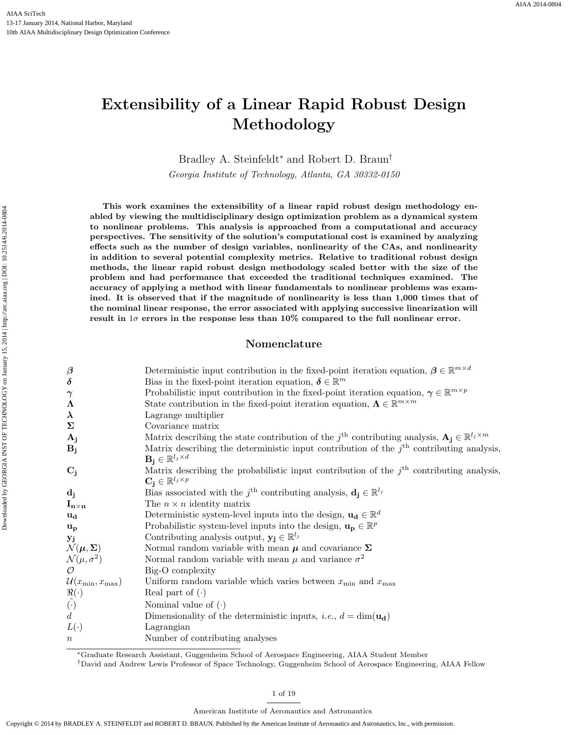# Extensibility of a Linear Rapid Robust Design Methodology

Bradley A. Steinfeldt* and Robert D. Braun†

*Georgia Institute of Technology, Atlanta, GA 30332-0150*

**This work examines the extensibility of a linear rapid robust design methodology enabled by viewing the multidisciplinary design optimization problem as a dynamical system to nonlinear problems. This analysis is approached from a computational and accuracy perspectives. The sensitivity of the solution's computational cost is examined by analyzing effects such as the number of design variables, nonlinearity of the CAs, and nonlinearity in addition to several potential complexity metrics. Relative to traditional robust design methods, the linear rapid robust design methodology scaled better with the size of the problem and had performance that exceeded the traditional techniques examined. The accuracy of applying a method with linear fundamentals to nonlinear problems was examined. It is observed that if the magnitude of nonlinearity is less than 1,000 times that of the nominal linear response, the error associated with applying successive linearization will result in $1\sigma$ errors in the response less than 10% compared to the full nonlinear error.**

## Nomenclature

| | |
|---|---|
| $\boldsymbol{\beta}$ | Deterministic input contribution in the fixed-point iteration equation, $\boldsymbol{\beta} \in \mathbb{R}^{m\times d}$ |
| $\boldsymbol{\delta}$ | Bias in the fixed-point iteration equation, $\boldsymbol{\delta} \in \mathbb{R}^{m}$ |
| $\boldsymbol{\gamma}$ | Probabilistic input contribution in the fixed-point iteration equation, $\boldsymbol{\gamma} \in \mathbb{R}^{m\times p}$ |
| $\boldsymbol{\Lambda}$ | State contribution in the fixed-point iteration equation, $\boldsymbol{\Lambda} \in \mathbb{R}^{m\times m}$ |
| $\boldsymbol{\lambda}$ | Lagrange multiplier |
| $\boldsymbol{\Sigma}$ | Covariance matrix |
| $\mathbf{A_j}$ | Matrix describing the state contribution of the $j^{\text{th}}$ contributing analysis, $\mathbf{A_j} \in \mathbb{R}^{l_j\times m}$ |
| $\mathbf{B_j}$ | Matrix describing the deterministic input contribution of the $j^{\text{th}}$ contributing analysis, $\mathbf{B_j} \in \mathbb{R}^{l_j\times d}$ |
| $\mathbf{C_j}$ | Matrix describing the probabilistic input contribution of the $j^{\text{th}}$ contributing analysis, $\mathbf{C_j} \in \mathbb{R}^{l_j\times p}$ |
| $\mathbf{d_j}$ | Bias associated with the $j^{\text{th}}$ contributing analysis, $\mathbf{d_j} \in \mathbb{R}^{l_j}$ |
| $\mathbf{I_{n\times n}}$ | The $n \times n$ identity matrix |
| $\mathbf{u_d}$ | Deterministic system-level inputs into the design, $\mathbf{u_d} \in \mathbb{R}^{d}$ |
| $\mathbf{u_p}$ | Probabilistic system-level inputs into the design, $\mathbf{u_p} \in \mathbb{R}^{p}$ |
| $\mathbf{y_j}$ | Contributing analysis output, $\mathbf{y_j} \in \mathbb{R}^{l_j}$ |
| $\mathcal{N}(\boldsymbol{\mu}, \boldsymbol{\Sigma})$ | Normal random variable with mean $\boldsymbol{\mu}$ and covariance $\boldsymbol{\Sigma}$ |
| $\mathcal{N}(\mu, \sigma^2)$ | Normal random variable with mean $\mu$ and variance $\sigma^2$ |
| $\mathcal{O}$ | Big-O complexity |
| $\mathcal{U}(x_{\min}, x_{\max})$ | Uniform random variable which varies between $x_{\min}$ and $x_{\max}$ |
| $\Re(\cdot)$ | Real part of $(\cdot)$ |
| $\tilde{(\cdot)}$ | Nominal value of $(\cdot)$ |
| $d$ | Dimensionality of the deterministic inputs, *i.e.*, $d = \dim(\mathbf{u_d})$ |
| $L(\cdot)$ | Lagrangian |
| $n$ | Number of contributing analyses |

*Graduate Research Assistant, Guggenheim School of Aerospace Engineering, AIAA Student Member

†David and Andrew Lewis Professor of Space Technology, Guggenheim School of Aerospace Engineering, AIAA Fellow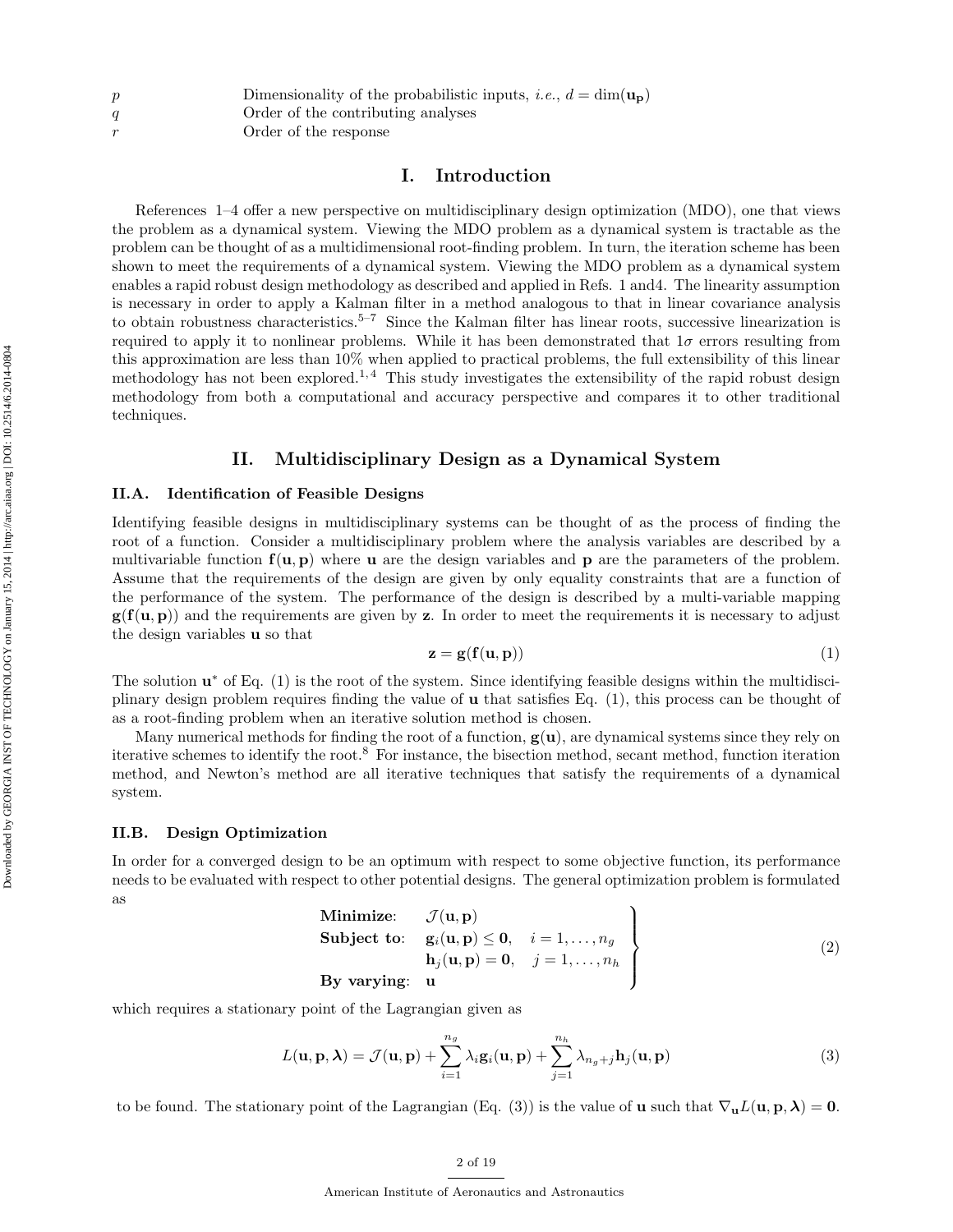| | |
|---|---|
| $p$ | Dimensionality of the probabilistic inputs, *i.e.*, $d = \dim(\mathbf{u_p})$ |
| $q$ | Order of the contributing analyses |
| $r$ | Order of the response |

# I. Introduction

References 1–4 offer a new perspective on multidisciplinary design optimization (MDO), one that views the problem as a dynamical system. Viewing the MDO problem as a dynamical system is tractable as the problem can be thought of as a multidimensional root-finding problem. In turn, the iteration scheme has been shown to meet the requirements of a dynamical system. Viewing the MDO problem as a dynamical system enables a rapid robust design methodology as described and applied in Refs. 1 and4. The linearity assumption is necessary in order to apply a Kalman filter in a method analogous to that in linear covariance analysis to obtain robustness characteristics.[5–7] Since the Kalman filter has linear roots, successive linearization is required to apply it to nonlinear problems. While it has been demonstrated that $1\sigma$ errors resulting from this approximation are less than 10% when applied to practical problems, the full extensibility of this linear methodology has not been explored.[1,4] This study investigates the extensibility of the rapid robust design methodology from both a computational and accuracy perspective and compares it to other traditional techniques.

# II. Multidisciplinary Design as a Dynamical System

## II.A. Identification of Feasible Designs

Identifying feasible designs in multidisciplinary systems can be thought of as the process of finding the root of a function. Consider a multidisciplinary problem where the analysis variables are described by a multivariable function $\mathbf{f}(\mathbf{u}, \mathbf{p})$ where $\mathbf{u}$ are the design variables and $\mathbf{p}$ are the parameters of the problem. Assume that the requirements of the design are given by only equality constraints that are a function of the performance of the system. The performance of the design is described by a multi-variable mapping $\mathbf{g}(\mathbf{f}(\mathbf{u}, \mathbf{p}))$ and the requirements are given by $\mathbf{z}$. In order to meet the requirements it is necessary to adjust the design variables $\mathbf{u}$ so that

$$\mathbf{z} = \mathbf{g}(\mathbf{f}(\mathbf{u}, \mathbf{p})) \tag{1}$$

The solution $\mathbf{u}^*$ of Eq. (1) is the root of the system. Since identifying feasible designs within the multidisciplinary design problem requires finding the value of $\mathbf{u}$ that satisfies Eq. (1), this process can be thought of as a root-finding problem when an iterative solution method is chosen.

Many numerical methods for finding the root of a function, $\mathbf{g}(\mathbf{u})$, are dynamical systems since they rely on iterative schemes to identify the root.[8] For instance, the bisection method, secant method, function iteration method, and Newton's method are all iterative techniques that satisfy the requirements of a dynamical system.

## II.B. Design Optimization

In order for a converged design to be an optimum with respect to some objective function, its performance needs to be evaluated with respect to other potential designs. The general optimization problem is formulated as

$$\left.\begin{array}{ll}
\textbf{Minimize}: & \mathcal{J}(\mathbf{u}, \mathbf{p}) \\
\textbf{Subject to}: & \mathbf{g}_i(\mathbf{u}, \mathbf{p}) \leq \mathbf{0}, \quad i = 1, \ldots, n_g \\
 & \mathbf{h}_j(\mathbf{u}, \mathbf{p}) = \mathbf{0}, \quad j = 1, \ldots, n_h \\
\textbf{By varying}: & \mathbf{u}
\end{array}\right\} \tag{2}$$

which requires a stationary point of the Lagrangian given as

$$L(\mathbf{u}, \mathbf{p}, \boldsymbol{\lambda}) = \mathcal{J}(\mathbf{u}, \mathbf{p}) + \sum_{i=1}^{n_g} \lambda_i \mathbf{g}_i(\mathbf{u}, \mathbf{p}) + \sum_{j=1}^{n_h} \lambda_{n_g+j} \mathbf{h}_j(\mathbf{u}, \mathbf{p}) \tag{3}$$

to be found. The stationary point of the Lagrangian (Eq. (3)) is the value of $\mathbf{u}$ such that $\nabla_{\mathbf{u}} L(\mathbf{u}, \mathbf{p}, \boldsymbol{\lambda}) = \mathbf{0}$.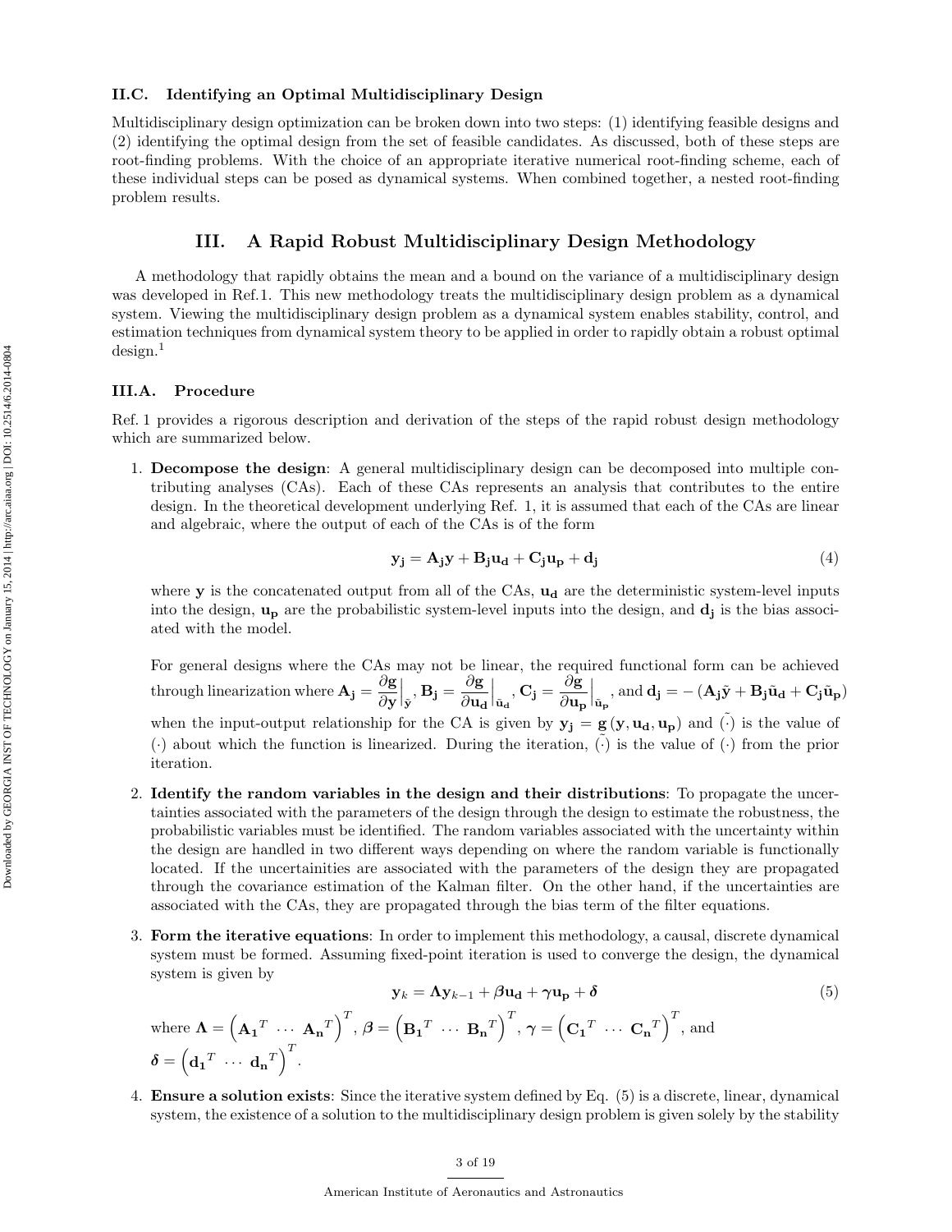### II.C. Identifying an Optimal Multidisciplinary Design

Multidisciplinary design optimization can be broken down into two steps: (1) identifying feasible designs and (2) identifying the optimal design from the set of feasible candidates. As discussed, both of these steps are root-finding problems. With the choice of an appropriate iterative numerical root-finding scheme, each of these individual steps can be posed as dynamical systems. When combined together, a nested root-finding problem results.

## III. A Rapid Robust Multidisciplinary Design Methodology

A methodology that rapidly obtains the mean and a bound on the variance of a multidisciplinary design was developed in Ref.1. This new methodology treats the multidisciplinary design problem as a dynamical system. Viewing the multidisciplinary design problem as a dynamical system enables stability, control, and estimation techniques from dynamical system theory to be applied in order to rapidly obtain a robust optimal design.[1]

### III.A. Procedure

Ref. 1 provides a rigorous description and derivation of the steps of the rapid robust design methodology which are summarized below.

1. **Decompose the design**: A general multidisciplinary design can be decomposed into multiple contributing analyses (CAs). Each of these CAs represents an analysis that contributes to the entire design. In the theoretical development underlying Ref. 1, it is assumed that each of the CAs are linear and algebraic, where the output of each of the CAs is of the form

$$\mathbf{y_j} = \mathbf{A_j}\mathbf{y} + \mathbf{B_j}\mathbf{u_d} + \mathbf{C_j}\mathbf{u_p} + \mathbf{d_j} \tag{4}$$

   where $\mathbf{y}$ is the concatenated output from all of the CAs, $\mathbf{u_d}$ are the deterministic system-level inputs into the design, $\mathbf{u_p}$ are the probabilistic system-level inputs into the design, and $\mathbf{d_j}$ is the bias associated with the model.

   For general designs where the CAs may not be linear, the required functional form can be achieved through linearization where $\mathbf{A_j} = \left.\frac{\partial \mathbf{g}}{\partial \mathbf{y}}\right|_{\tilde{\mathbf{y}}}$, $\mathbf{B_j} = \left.\frac{\partial \mathbf{g}}{\partial \mathbf{u_d}}\right|_{\tilde{\mathbf{u}}_\mathbf{d}}$, $\mathbf{C_j} = \left.\frac{\partial \mathbf{g}}{\partial \mathbf{u_p}}\right|_{\tilde{\mathbf{u}}_\mathbf{p}}$, and $\mathbf{d_j} = -\left(\mathbf{A_j}\tilde{\mathbf{y}} + \mathbf{B_j}\tilde{\mathbf{u}}_\mathbf{d} + \mathbf{C_j}\tilde{\mathbf{u}}_\mathbf{p}\right)$ when the input-output relationship for the CA is given by $\mathbf{y_j} = \mathbf{g}\left(\mathbf{y}, \mathbf{u_d}, \mathbf{u_p}\right)$ and $\tilde{(\cdot)}$ is the value of $(\cdot)$ about which the function is linearized. During the iteration, $\tilde{(\cdot)}$ is the value of $(\cdot)$ from the prior iteration.

2. **Identify the random variables in the design and their distributions**: To propagate the uncertainties associated with the parameters of the design through the design to estimate the robustness, the probabilistic variables must be identified. The random variables associated with the uncertainty within the design are handled in two different ways depending on where the random variable is functionally located. If the uncertainities are associated with the parameters of the design they are propagated through the covariance estimation of the Kalman filter. On the other hand, if the uncertainties are associated with the CAs, they are propagated through the bias term of the filter equations.

3. **Form the iterative equations**: In order to implement this methodology, a causal, discrete dynamical system must be formed. Assuming fixed-point iteration is used to converge the design, the dynamical system is given by

$$\mathbf{y}_k = \boldsymbol{\Lambda}\mathbf{y}_{k-1} + \boldsymbol{\beta}\mathbf{u_d} + \boldsymbol{\gamma}\mathbf{u_p} + \boldsymbol{\delta} \tag{5}$$

   where $\boldsymbol{\Lambda} = \left(\mathbf{A_1}^T \ \cdots \ \mathbf{A_n}^T\right)^T$, $\boldsymbol{\beta} = \left(\mathbf{B_1}^T \ \cdots \ \mathbf{B_n}^T\right)^T$, $\boldsymbol{\gamma} = \left(\mathbf{C_1}^T \ \cdots \ \mathbf{C_n}^T\right)^T$, and $\boldsymbol{\delta} = \left(\mathbf{d_1}^T \ \cdots \ \mathbf{d_n}^T\right)^T$.

4. **Ensure a solution exists**: Since the iterative system defined by Eq. (5) is a discrete, linear, dynamical system, the existence of a solution to the multidisciplinary design problem is given solely by the stability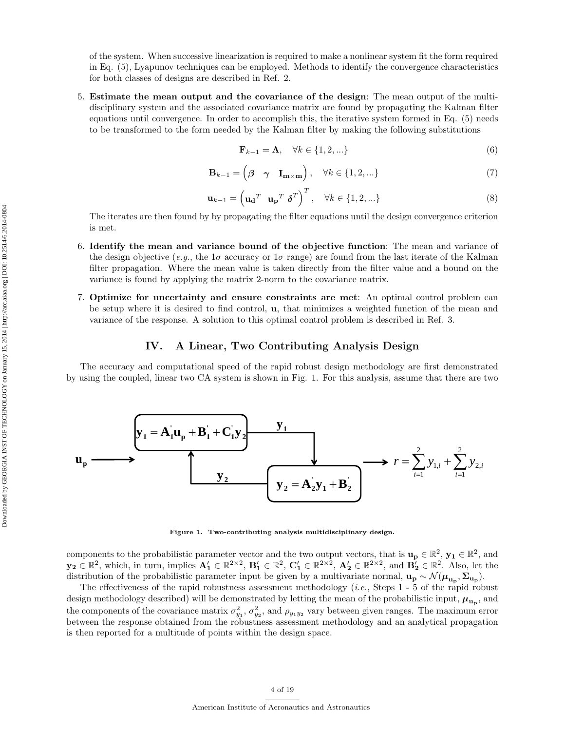of the system. When successive linearization is required to make a nonlinear system fit the form required in Eq. (5), Lyapunov techniques can be employed. Methods to identify the convergence characteristics for both classes of designs are described in Ref. 2.

5. **Estimate the mean output and the covariance of the design**: The mean output of the multidisciplinary system and the associated covariance matrix are found by propagating the Kalman filter equations until convergence. In order to accomplish this, the iterative system formed in Eq. (5) needs to be transformed to the form needed by the Kalman filter by making the following substitutions

$$\mathbf{F}_{k-1} = \mathbf{\Lambda}, \quad \forall k \in \{1, 2, ...\} \tag{6}$$

$$\mathbf{B}_{k-1} = \begin{pmatrix} \boldsymbol{\beta} & \boldsymbol{\gamma} & \mathbf{I}_{\mathbf{m}\times\mathbf{m}} \end{pmatrix}, \quad \forall k \in \{1, 2, ...\} \tag{7}$$

$$\mathbf{u}_{k-1} = \begin{pmatrix} \mathbf{u_d}^T & \mathbf{u_p}^T & \boldsymbol{\delta}^T \end{pmatrix}^T, \quad \forall k \in \{1, 2, ...\} \tag{8}$$

The iterates are then found by by propagating the filter equations until the design convergence criterion is met.

6. **Identify the mean and variance bound of the objective function**: The mean and variance of the design objective (*e.g.*, the $1\sigma$ accuracy or $1\sigma$ range) are found from the last iterate of the Kalman filter propagation. Where the mean value is taken directly from the filter value and a bound on the variance is found by applying the matrix 2-norm to the covariance matrix.

7. **Optimize for uncertainty and ensure constraints are met**: An optimal control problem can be setup where it is desired to find control, $\mathbf{u}$, that minimizes a weighted function of the mean and variance of the response. A solution to this optimal control problem is described in Ref. 3.

## IV. A Linear, Two Contributing Analysis Design

The accuracy and computational speed of the rapid robust design methodology are first demonstrated by using the coupled, linear two CA system is shown in Fig. 1. For this analysis, assume that there are two components to the probabilistic parameter vector and the two output vectors, that is $\mathbf{u_p} \in \mathbb{R}^2$, $\mathbf{y_1} \in \mathbb{R}^2$, and $\mathbf{y_2} \in \mathbb{R}^2$, which, in turn, implies $\mathbf{A_1'} \in \mathbb{R}^{2\times 2}$, $\mathbf{B_1'} \in \mathbb{R}^2$, $\mathbf{C_1'} \in \mathbb{R}^{2\times 2}$, $\mathbf{A_2'} \in \mathbb{R}^{2\times 2}$, and $\mathbf{B_2'} \in \mathbb{R}^2$. Also, let the distribution of the probabilistic parameter input be given by a multivariate normal, $\mathbf{u_p} \sim \mathcal{N}(\boldsymbol{\mu}_{\mathbf{u_p}}, \boldsymbol{\Sigma}_{\mathbf{u_p}})$.

$\mathbf{u_p}$ → $\mathbf{y_1} = \mathbf{A_1'}\mathbf{u_p} + \mathbf{B_1'} + \mathbf{C_1'}\mathbf{y_2}$ → $\mathbf{y_1}$ → $\mathbf{y_2} = \mathbf{A_2'}\mathbf{y_1} + \mathbf{B_2'}$ → $\mathbf{y_2}$ (feedback) ; output $r = \sum_{i=1}^{2} y_{1,i} + \sum_{i=1}^{2} y_{2,i}$

**Figure 1. Two-contributing analysis multidisciplinary design.**

The effectiveness of the rapid robustness assessment methodology (*i.e.*, Steps 1 - 5 of the rapid robust design methodology described) will be demonstrated by letting the mean of the probabilistic input, $\boldsymbol{\mu}_{\mathbf{u_p}}$, and the components of the covariance matrix $\sigma^2_{y_1}$, $\sigma^2_{y_2}$, and $\rho_{y_1 y_2}$ vary between given ranges. The maximum error between the response obtained from the robustness assessment methodology and an analytical propagation is then reported for a multitude of points within the design space.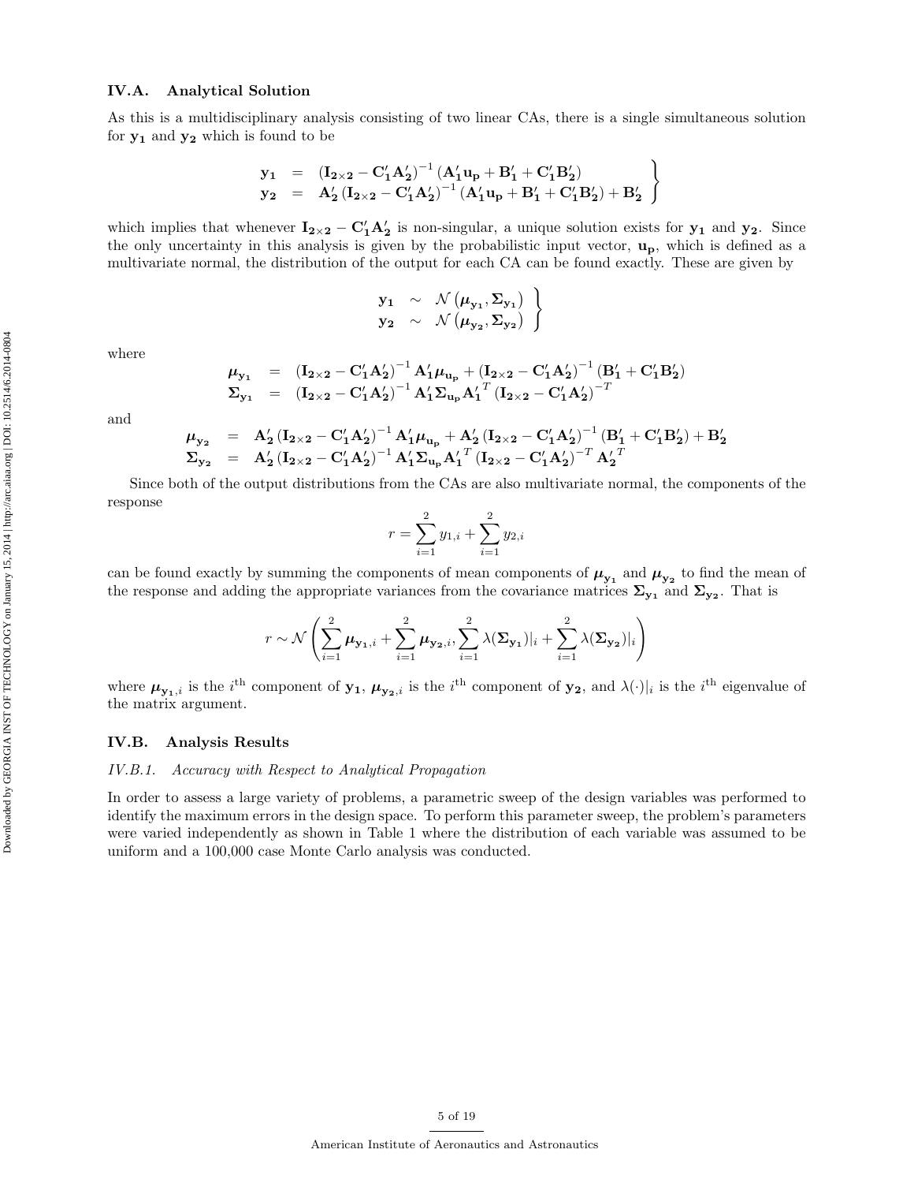### IV.A. Analytical Solution

As this is a multidisciplinary analysis consisting of two linear CAs, there is a single simultaneous solution for $\mathbf{y_1}$ and $\mathbf{y_2}$ which is found to be

$$
\left.\begin{array}{rcl}
\mathbf{y_1} & = & \left(\mathbf{I_{2\times 2}} - \mathbf{C_1'A_2'}\right)^{-1}\left(\mathbf{A_1'u_p} + \mathbf{B_1'} + \mathbf{C_1'B_2'}\right) \\
\mathbf{y_2} & = & \mathbf{A_2'}\left(\mathbf{I_{2\times 2}} - \mathbf{C_1'A_2'}\right)^{-1}\left(\mathbf{A_1'u_p} + \mathbf{B_1'} + \mathbf{C_1'B_2'}\right) + \mathbf{B_2'}
\end{array}\right\}
$$

which implies that whenever $\mathbf{I_{2\times 2}} - \mathbf{C_1'A_2'}$ is non-singular, a unique solution exists for $\mathbf{y_1}$ and $\mathbf{y_2}$. Since the only uncertainty in this analysis is given by the probabilistic input vector, $\mathbf{u_p}$, which is defined as a multivariate normal, the distribution of the output for each CA can be found exactly. These are given by

$$
\left.\begin{array}{rcl}
\mathbf{y_1} & \sim & \mathcal{N}\left(\boldsymbol{\mu}_{\mathbf{y_1}}, \boldsymbol{\Sigma}_{\mathbf{y_1}}\right) \\
\mathbf{y_2} & \sim & \mathcal{N}\left(\boldsymbol{\mu}_{\mathbf{y_2}}, \boldsymbol{\Sigma}_{\mathbf{y_2}}\right)
\end{array}\right\}
$$

where

$$
\begin{array}{rcl}
\boldsymbol{\mu}_{\mathbf{y_1}} & = & \left(\mathbf{I_{2\times 2}} - \mathbf{C_1'A_2'}\right)^{-1}\mathbf{A_1'}\boldsymbol{\mu}_{\mathbf{u_p}} + \left(\mathbf{I_{2\times 2}} - \mathbf{C_1'A_2'}\right)^{-1}\left(\mathbf{B_1'} + \mathbf{C_1'B_2'}\right) \\
\boldsymbol{\Sigma}_{\mathbf{y_1}} & = & \left(\mathbf{I_{2\times 2}} - \mathbf{C_1'A_2'}\right)^{-1}\mathbf{A_1'}\boldsymbol{\Sigma}_{\mathbf{u_p}}\mathbf{A_1'}^T\left(\mathbf{I_{2\times 2}} - \mathbf{C_1'A_2'}\right)^{-T}
\end{array}
$$

and

$$
\begin{array}{rcl}
\boldsymbol{\mu}_{\mathbf{y_2}} & = & \mathbf{A_2'}\left(\mathbf{I_{2\times 2}} - \mathbf{C_1'A_2'}\right)^{-1}\mathbf{A_1'}\boldsymbol{\mu}_{\mathbf{u_p}} + \mathbf{A_2'}\left(\mathbf{I_{2\times 2}} - \mathbf{C_1'A_2'}\right)^{-1}\left(\mathbf{B_1'} + \mathbf{C_1'B_2'}\right) + \mathbf{B_2'} \\
\boldsymbol{\Sigma}_{\mathbf{y_2}} & = & \mathbf{A_2'}\left(\mathbf{I_{2\times 2}} - \mathbf{C_1'A_2'}\right)^{-1}\mathbf{A_1'}\boldsymbol{\Sigma}_{\mathbf{u_p}}\mathbf{A_1'}^T\left(\mathbf{I_{2\times 2}} - \mathbf{C_1'A_2'}\right)^{-T}\mathbf{A_2'}^T
\end{array}
$$

Since both of the output distributions from the CAs are also multivariate normal, the components of the response

$$
r = \sum_{i=1}^{2} y_{1,i} + \sum_{i=1}^{2} y_{2,i}
$$

can be found exactly by summing the components of mean components of $\boldsymbol{\mu}_{\mathbf{y_1}}$ and $\boldsymbol{\mu}_{\mathbf{y_2}}$ to find the mean of the response and adding the appropriate variances from the covariance matrices $\boldsymbol{\Sigma}_{\mathbf{y_1}}$ and $\boldsymbol{\Sigma}_{\mathbf{y_2}}$. That is

$$
r \sim \mathcal{N}\left(\sum_{i=1}^{2}\boldsymbol{\mu}_{\mathbf{y_1},i} + \sum_{i=1}^{2}\boldsymbol{\mu}_{\mathbf{y_2},i}, \sum_{i=1}^{2}\lambda(\boldsymbol{\Sigma}_{\mathbf{y_1}})|_i + \sum_{i=1}^{2}\lambda(\boldsymbol{\Sigma}_{\mathbf{y_2}})|_i\right)
$$

where $\boldsymbol{\mu}_{\mathbf{y_1},i}$ is the $i^{\text{th}}$ component of $\mathbf{y_1}$, $\boldsymbol{\mu}_{\mathbf{y_2},i}$ is the $i^{\text{th}}$ component of $\mathbf{y_2}$, and $\lambda(\cdot)|_i$ is the $i^{\text{th}}$ eigenvalue of the matrix argument.

### IV.B. Analysis Results

#### *IV.B.1. Accuracy with Respect to Analytical Propagation*

In order to assess a large variety of problems, a parametric sweep of the design variables was performed to identify the maximum errors in the design space. To perform this parameter sweep, the problem's parameters were varied independently as shown in Table 1 where the distribution of each variable was assumed to be uniform and a 100,000 case Monte Carlo analysis was conducted.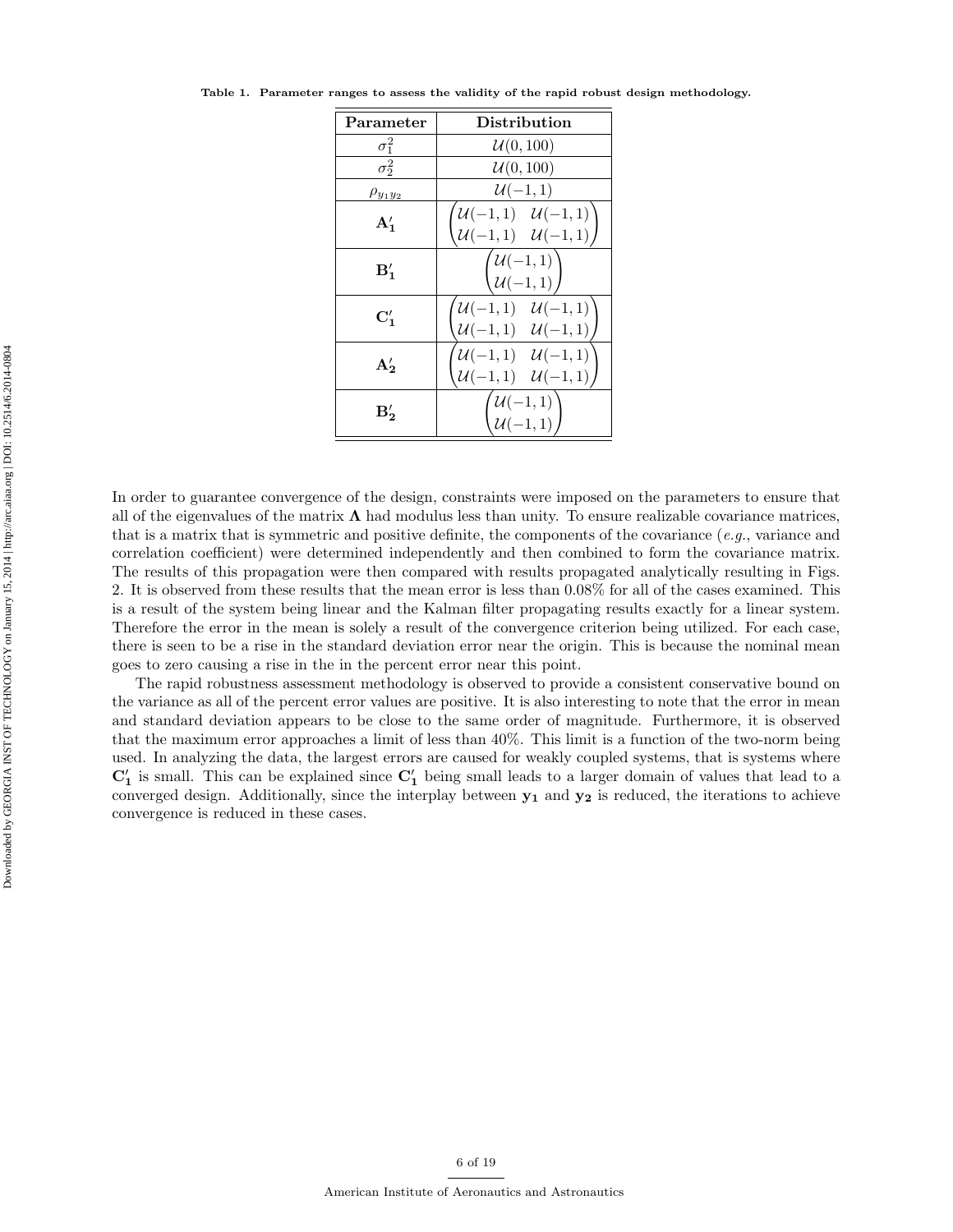**Table 1. Parameter ranges to assess the validity of the rapid robust design methodology.**

| Parameter | Distribution |
|---|---|
| $\sigma_1^2$ | $\mathcal{U}(0, 100)$ |
| $\sigma_2^2$ | $\mathcal{U}(0, 100)$ |
| $\rho_{y_1 y_2}$ | $\mathcal{U}(-1, 1)$ |
| $\mathbf{A_1'}$ | $\begin{pmatrix} \mathcal{U}(-1,1) & \mathcal{U}(-1,1) \\ \mathcal{U}(-1,1) & \mathcal{U}(-1,1) \end{pmatrix}$ |
| $\mathbf{B_1'}$ | $\begin{pmatrix} \mathcal{U}(-1,1) \\ \mathcal{U}(-1,1) \end{pmatrix}$ |
| $\mathbf{C_1'}$ | $\begin{pmatrix} \mathcal{U}(-1,1) & \mathcal{U}(-1,1) \\ \mathcal{U}(-1,1) & \mathcal{U}(-1,1) \end{pmatrix}$ |
| $\mathbf{A_2'}$ | $\begin{pmatrix} \mathcal{U}(-1,1) & \mathcal{U}(-1,1) \\ \mathcal{U}(-1,1) & \mathcal{U}(-1,1) \end{pmatrix}$ |
| $\mathbf{B_2'}$ | $\begin{pmatrix} \mathcal{U}(-1,1) \\ \mathcal{U}(-1,1) \end{pmatrix}$ |

In order to guarantee convergence of the design, constraints were imposed on the parameters to ensure that all of the eigenvalues of the matrix $\mathbf{\Lambda}$ had modulus less than unity. To ensure realizable covariance matrices, that is a matrix that is symmetric and positive definite, the components of the covariance (*e.g.*, variance and correlation coefficient) were determined independently and then combined to form the covariance matrix. The results of this propagation were then compared with results propagated analytically resulting in Figs. 2. It is observed from these results that the mean error is less than 0.08% for all of the cases examined. This is a result of the system being linear and the Kalman filter propagating results exactly for a linear system. Therefore the error in the mean is solely a result of the convergence criterion being utilized. For each case, there is seen to be a rise in the standard deviation error near the origin. This is because the nominal mean goes to zero causing a rise in the in the percent error near this point.

The rapid robustness assessment methodology is observed to provide a consistent conservative bound on the variance as all of the percent error values are positive. It is also interesting to note that the error in mean and standard deviation appears to be close to the same order of magnitude. Furthermore, it is observed that the maximum error approaches a limit of less than 40%. This limit is a function of the two-norm being used. In analyzing the data, the largest errors are caused for weakly coupled systems, that is systems where $\mathbf{C_1'}$ is small. This can be explained since $\mathbf{C_1'}$ being small leads to a larger domain of values that lead to a converged design. Additionally, since the interplay between $\mathbf{y_1}$ and $\mathbf{y_2}$ is reduced, the iterations to achieve convergence is reduced in these cases.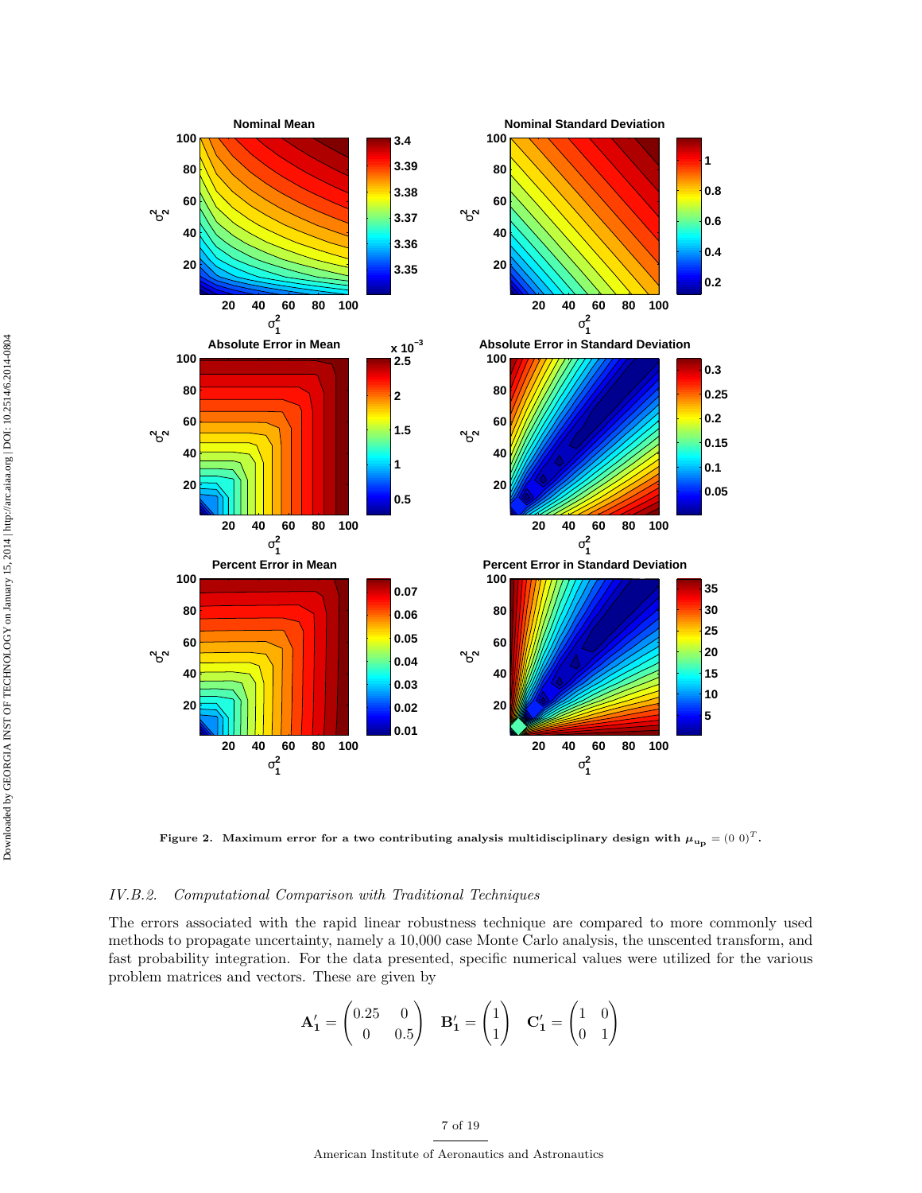Figure 2. Maximum error for a two contributing analysis multidisciplinary design with $\mu_{\mathbf{up}} = (0\ 0)^T$.

### IV.B.2. Computational Comparison with Traditional Techniques

The errors associated with the rapid linear robustness technique are compared to more commonly used methods to propagate uncertainty, namely a 10,000 case Monte Carlo analysis, the unscented transform, and fast probability integration. For the data presented, specific numerical values were utilized for the various problem matrices and vectors. These are given by

$$\mathbf{A}'_1 = \begin{pmatrix} 0.25 & 0 \\ 0 & 0.5 \end{pmatrix} \quad \mathbf{B}'_1 = \begin{pmatrix} 1 \\ 1 \end{pmatrix} \quad \mathbf{C}'_1 = \begin{pmatrix} 1 & 0 \\ 0 & 1 \end{pmatrix}$$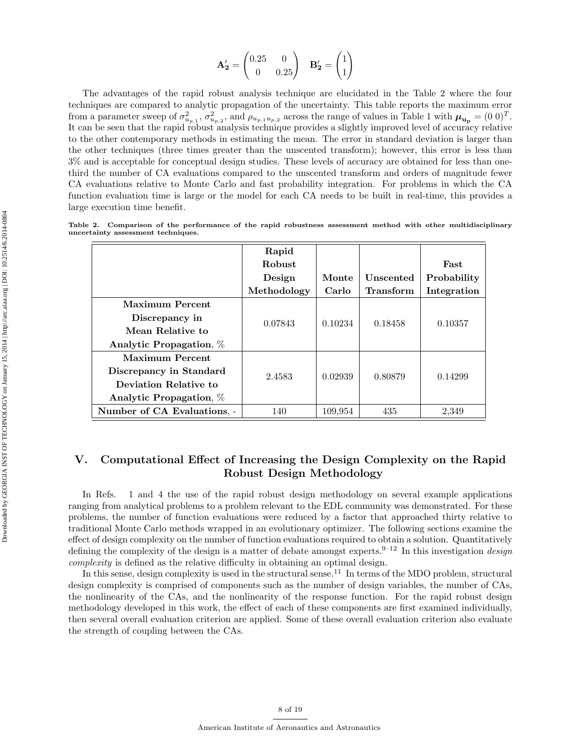$$\mathbf{A_2'} = \begin{pmatrix} 0.25 & 0 \\ 0 & 0.25 \end{pmatrix} \quad \mathbf{B_2'} = \begin{pmatrix} 1 \\ 1 \end{pmatrix}$$

The advantages of the rapid robust analysis technique are elucidated in the Table 2 where the four techniques are compared to analytic propagation of the uncertainty. This table reports the maximum error from a parameter sweep of $\sigma^2_{u_{p,1}}$, $\sigma^2_{u_{p,2}}$, and $\rho_{u_{p,1}u_{p,2}}$ across the range of values in Table 1 with $\boldsymbol{\mu}_{\mathbf{u_p}} = (0\ 0)^T$. It can be seen that the rapid robust analysis technique provides a slightly improved level of accuracy relative to the other contemporary methods in estimating the mean. The error in standard deviation is larger than the other techniques (three times greater than the unscented transform); however, this error is less than 3% and is acceptable for conceptual design studies. These levels of accuracy are obtained for less than one-third the number of CA evaluations compared to the unscented transform and orders of magnitude fewer CA evaluations relative to Monte Carlo and fast probability integration. For problems in which the CA function evaluation time is large or the model for each CA needs to be built in real-time, this provides a large execution time benefit.

**Table 2. Comparison of the performance of the rapid robustness assessment method with other multidisciplinary uncertainty assessment techniques.**

| | Rapid Robust Design Methodology | Monte Carlo | Unscented Transform | Fast Probability Integration |
|---|---|---|---|---|
| **Maximum Percent Discrepancy in Mean Relative to Analytic Propagation**, % | 0.07843 | 0.10234 | 0.18458 | 0.10357 |
| **Maximum Percent Discrepancy in Standard Deviation Relative to Analytic Propagation**, % | 2.4583 | 0.02939 | 0.80879 | 0.14299 |
| **Number of CA Evaluations**, - | 140 | 109,954 | 435 | 2,349 |

## V. Computational Effect of Increasing the Design Complexity on the Rapid Robust Design Methodology

In Refs. 1 and 4 the use of the rapid robust design methodology on several example applications ranging from analytical problems to a problem relevant to the EDL community was demonstrated. For these problems, the number of function evaluations were reduced by a factor that approached thirty relative to traditional Monte Carlo methods wrapped in an evolutionary optimizer. The following sections examine the effect of design complexity on the number of function evaluations required to obtain a solution. Quantitatively defining the complexity of the design is a matter of debate amongst experts.[9–12] In this investigation *design complexity* is defined as the relative difficulty in obtaining an optimal design.

In this sense, design complexity is used in the structural sense.[11] In terms of the MDO problem, structural design complexity is comprised of components such as the number of design variables, the number of CAs, the nonlinearity of the CAs, and the nonlinearity of the response function. For the rapid robust design methodology developed in this work, the effect of each of these components are first examined individually, then several overall evaluation criterion are applied. Some of these overall evaluation criterion also evaluate the strength of coupling between the CAs.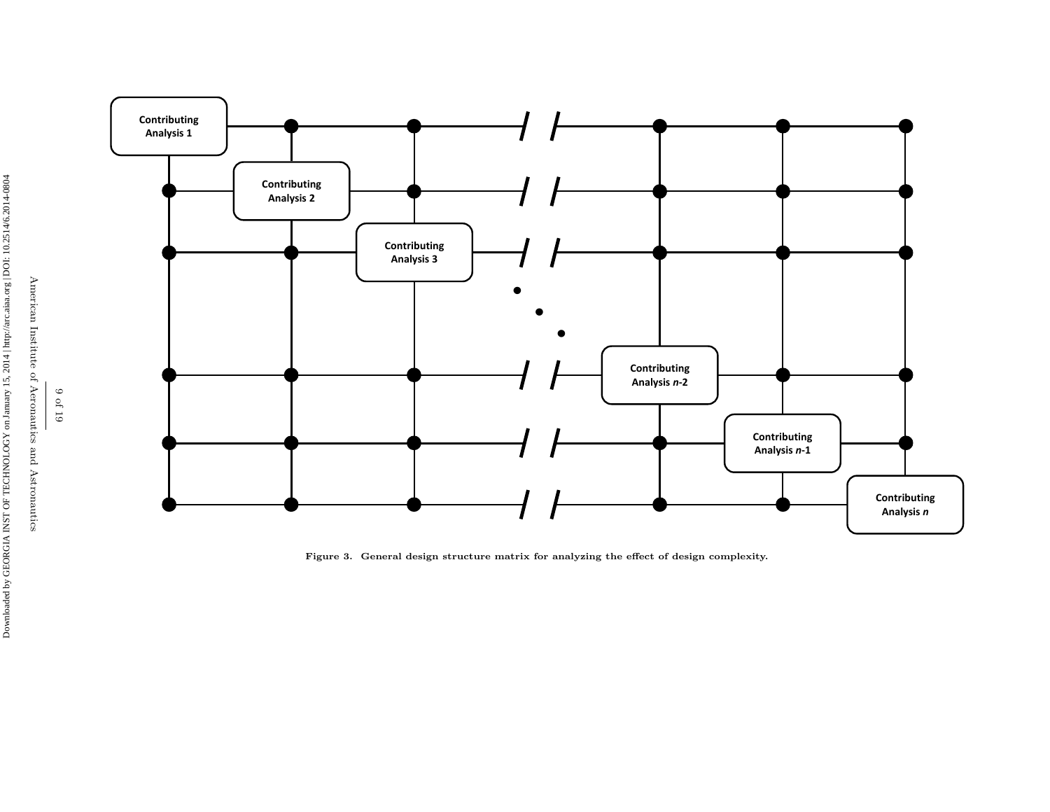Figure 3. General design structure matrix for analyzing the effect of design complexity.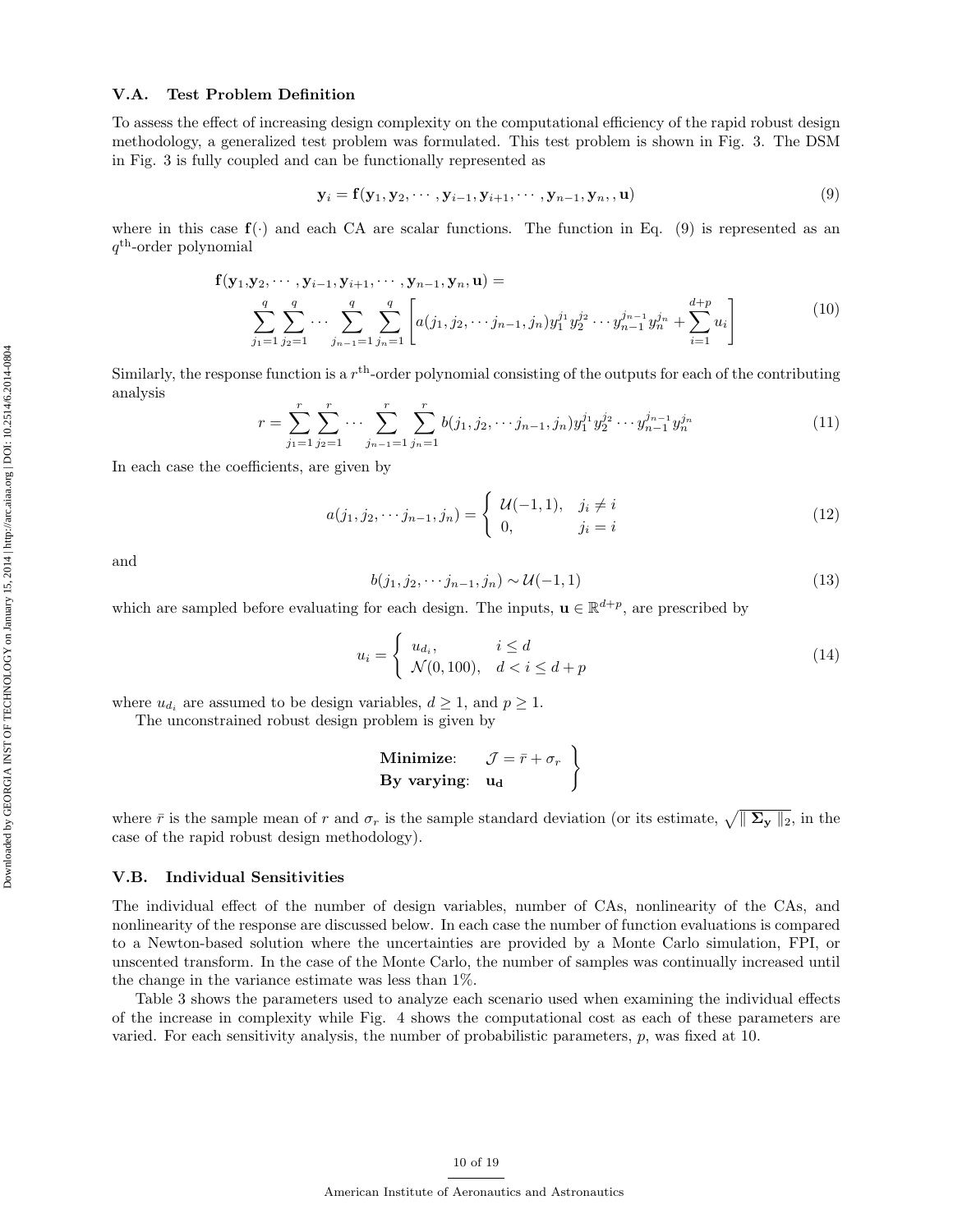### V.A. Test Problem Definition

To assess the effect of increasing design complexity on the computational efficiency of the rapid robust design methodology, a generalized test problem was formulated. This test problem is shown in Fig. 3. The DSM in Fig. 3 is fully coupled and can be functionally represented as

$$\mathbf{y}_i = \mathbf{f}(\mathbf{y}_1, \mathbf{y}_2, \cdots, \mathbf{y}_{i-1}, \mathbf{y}_{i+1}, \cdots, \mathbf{y}_{n-1}, \mathbf{y}_n, , \mathbf{u}) \tag{9}$$

where in this case $\mathbf{f}(\cdot)$ and each CA are scalar functions. The function in Eq. (9) is represented as an $q^{\text{th}}$-order polynomial

$$\mathbf{f}(\mathbf{y}_1, \mathbf{y}_2, \cdots, \mathbf{y}_{i-1}, \mathbf{y}_{i+1}, \cdots, \mathbf{y}_{n-1}, \mathbf{y}_n, \mathbf{u}) = \sum_{j_1=1}^{q} \sum_{j_2=1}^{q} \cdots \sum_{j_{n-1}=1}^{q} \sum_{j_n=1}^{q} \left[ a(j_1, j_2, \cdots j_{n-1}, j_n) y_1^{j_1} y_2^{j_2} \cdots y_{n-1}^{j_{n-1}} y_n^{j_n} + \sum_{i=1}^{d+p} u_i \right] \tag{10}$$

Similarly, the response function is a $r^{\text{th}}$-order polynomial consisting of the outputs for each of the contributing analysis

$$r = \sum_{j_1=1}^{r} \sum_{j_2=1}^{r} \cdots \sum_{j_{n-1}=1}^{r} \sum_{j_n=1}^{r} b(j_1, j_2, \cdots j_{n-1}, j_n) y_1^{j_1} y_2^{j_2} \cdots y_{n-1}^{j_{n-1}} y_n^{j_n} \tag{11}$$

In each case the coefficients, are given by

$$a(j_1, j_2, \cdots j_{n-1}, j_n) = \begin{cases} \mathcal{U}(-1, 1), & j_i \neq i \\ 0, & j_i = i \end{cases} \tag{12}$$

and

$$b(j_1, j_2, \cdots j_{n-1}, j_n) \sim \mathcal{U}(-1, 1) \tag{13}$$

which are sampled before evaluating for each design. The inputs, $\mathbf{u} \in \mathbb{R}^{d+p}$, are prescribed by

$$u_i = \begin{cases} u_{d_i}, & i \leq d \\ \mathcal{N}(0, 100), & d < i \leq d + p \end{cases} \tag{14}$$

where $u_{d_i}$ are assumed to be design variables, $d \geq 1$, and $p \geq 1$.

The unconstrained robust design problem is given by

$$\left.\begin{array}{ll} \textbf{Minimize}: & \mathcal{J} = \bar{r} + \sigma_r \\ \textbf{By varying}: & \mathbf{u_d} \end{array}\right\}$$

where $\bar{r}$ is the sample mean of $r$ and $\sigma_r$ is the sample standard deviation (or its estimate, $\sqrt{\| \mathbf{\Sigma_y} \|_2}$, in the case of the rapid robust design methodology).

### V.B. Individual Sensitivities

The individual effect of the number of design variables, number of CAs, nonlinearity of the CAs, and nonlinearity of the response are discussed below. In each case the number of function evaluations is compared to a Newton-based solution where the uncertainties are provided by a Monte Carlo simulation, FPI, or unscented transform. In the case of the Monte Carlo, the number of samples was continually increased until the change in the variance estimate was less than 1%.

Table 3 shows the parameters used to analyze each scenario used when examining the individual effects of the increase in complexity while Fig. 4 shows the computational cost as each of these parameters are varied. For each sensitivity analysis, the number of probabilistic parameters, $p$, was fixed at 10.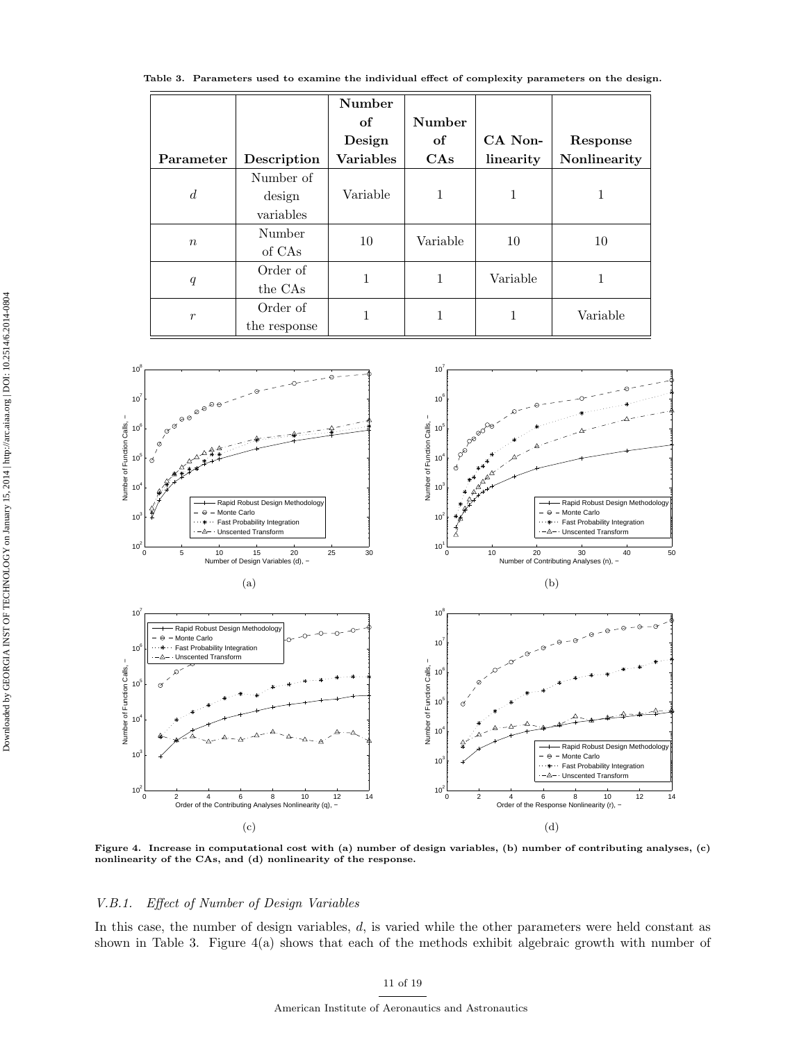Table 3. Parameters used to examine the individual effect of complexity parameters on the design.

| Parameter | Description | Number of Design Variables | Number of CAs | CA Non-linearity | Response Nonlinearity |
|---|---|---|---|---|---|
| $d$ | Number of design variables | Variable | 1 | 1 | 1 |
| $n$ | Number of CAs | 10 | Variable | 10 | 10 |
| $q$ | Order of the CAs | 1 | 1 | Variable | 1 |
| $r$ | Order of the response | 1 | 1 | 1 | Variable |

(a)

(b)

(c)

(d)

**Figure 4. Increase in computational cost with (a) number of design variables, (b) number of contributing analyses, (c) nonlinearity of the CAs, and (d) nonlinearity of the response.**

### V.B.1. *Effect of Number of Design Variables*

In this case, the number of design variables, $d$, is varied while the other parameters were held constant as shown in Table 3. Figure 4(a) shows that each of the methods exhibit algebraic growth with number of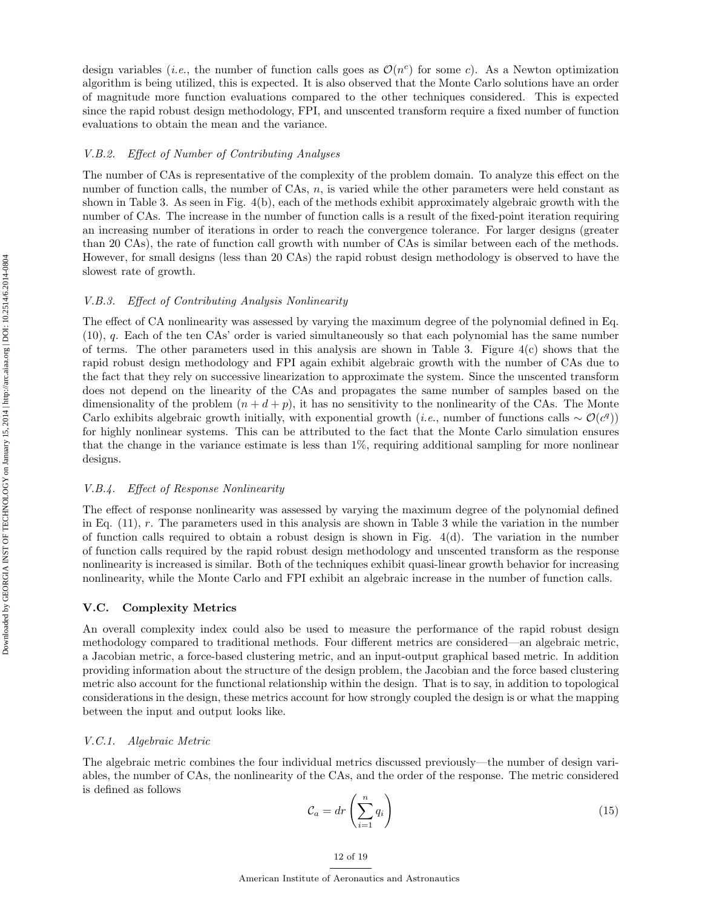design variables (*i.e.*, the number of function calls goes as $\mathcal{O}(n^c)$ for some $c$). As a Newton optimization algorithm is being utilized, this is expected. It is also observed that the Monte Carlo solutions have an order of magnitude more function evaluations compared to the other techniques considered. This is expected since the rapid robust design methodology, FPI, and unscented transform require a fixed number of function evaluations to obtain the mean and the variance.

#### V.B.2. Effect of Number of Contributing Analyses

The number of CAs is representative of the complexity of the problem domain. To analyze this effect on the number of function calls, the number of CAs, $n$, is varied while the other parameters were held constant as shown in Table 3. As seen in Fig. 4(b), each of the methods exhibit approximately algebraic growth with the number of CAs. The increase in the number of function calls is a result of the fixed-point iteration requiring an increasing number of iterations in order to reach the convergence tolerance. For larger designs (greater than 20 CAs), the rate of function call growth with number of CAs is similar between each of the methods. However, for small designs (less than 20 CAs) the rapid robust design methodology is observed to have the slowest rate of growth.

#### V.B.3. Effect of Contributing Analysis Nonlinearity

The effect of CA nonlinearity was assessed by varying the maximum degree of the polynomial defined in Eq. (10), $q$. Each of the ten CAs' order is varied simultaneously so that each polynomial has the same number of terms. The other parameters used in this analysis are shown in Table 3. Figure 4(c) shows that the rapid robust design methodology and FPI again exhibit algebraic growth with the number of CAs due to the fact that they rely on successive linearization to approximate the system. Since the unscented transform does not depend on the linearity of the CAs and propagates the same number of samples based on the dimensionality of the problem $(n + d + p)$, it has no sensitivity to the nonlinearity of the CAs. The Monte Carlo exhibits algebraic growth initially, with exponential growth (*i.e.*, number of functions calls $\sim \mathcal{O}(c^q)$) for highly nonlinear systems. This can be attributed to the fact that the Monte Carlo simulation ensures that the change in the variance estimate is less than 1%, requiring additional sampling for more nonlinear designs.

#### V.B.4. Effect of Response Nonlinearity

The effect of response nonlinearity was assessed by varying the maximum degree of the polynomial defined in Eq. (11), $r$. The parameters used in this analysis are shown in Table 3 while the variation in the number of function calls required to obtain a robust design is shown in Fig. 4(d). The variation in the number of function calls required by the rapid robust design methodology and unscented transform as the response nonlinearity is increased is similar. Both of the techniques exhibit quasi-linear growth behavior for increasing nonlinearity, while the Monte Carlo and FPI exhibit an algebraic increase in the number of function calls.

### V.C. Complexity Metrics

An overall complexity index could also be used to measure the performance of the rapid robust design methodology compared to traditional methods. Four different metrics are considered—an algebraic metric, a Jacobian metric, a force-based clustering metric, and an input-output graphical based metric. In addition providing information about the structure of the design problem, the Jacobian and the force based clustering metric also account for the functional relationship within the design. That is to say, in addition to topological considerations in the design, these metrics account for how strongly coupled the design is or what the mapping between the input and output looks like.

#### V.C.1. Algebraic Metric

The algebraic metric combines the four individual metrics discussed previously—the number of design variables, the number of CAs, the nonlinearity of the CAs, and the order of the response. The metric considered is defined as follows

$$\mathcal{C}_a = dr \left( \sum_{i=1}^{n} q_i \right) \tag{15}$$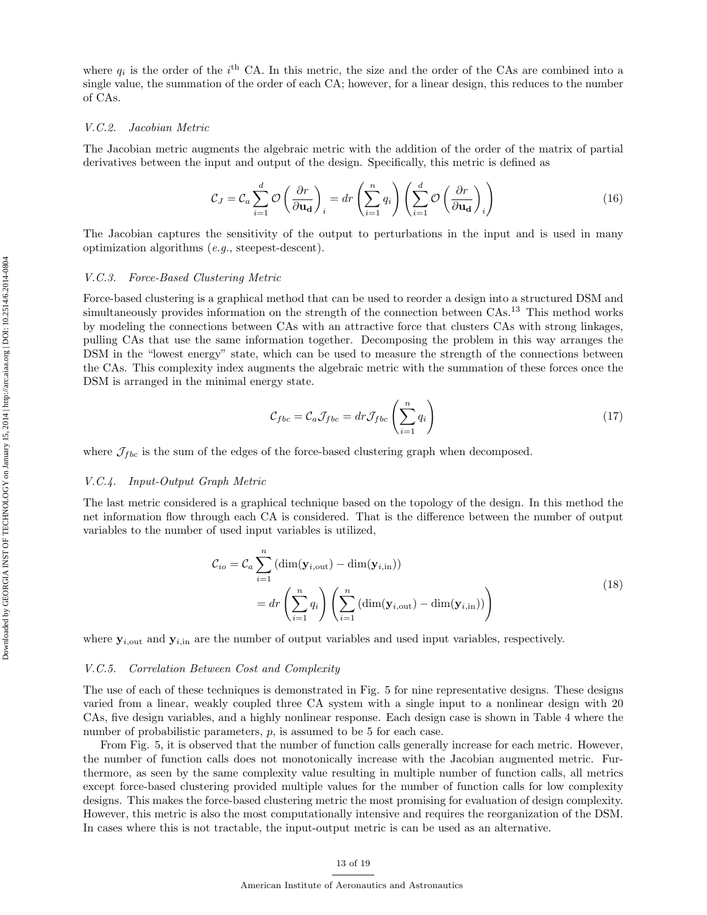where $q_i$ is the order of the $i^{\text{th}}$ CA. In this metric, the size and the order of the CAs are combined into a single value, the summation of the order of each CA; however, for a linear design, this reduces to the number of CAs.

### V.C.2. Jacobian Metric

The Jacobian metric augments the algebraic metric with the addition of the order of the matrix of partial derivatives between the input and output of the design. Specifically, this metric is defined as

$$\mathcal{C}_J = \mathcal{C}_a \sum_{i=1}^{d} \mathcal{O}\left(\frac{\partial r}{\partial \mathbf{u_d}}\right)_i = dr \left(\sum_{i=1}^{n} q_i\right) \left(\sum_{i=1}^{d} \mathcal{O}\left(\frac{\partial r}{\partial \mathbf{u_d}}\right)_i\right) \tag{16}$$

The Jacobian captures the sensitivity of the output to perturbations in the input and is used in many optimization algorithms (*e.g.*, steepest-descent).

### V.C.3. Force-Based Clustering Metric

Force-based clustering is a graphical method that can be used to reorder a design into a structured DSM and simultaneously provides information on the strength of the connection between CAs.[13] This method works by modeling the connections between CAs with an attractive force that clusters CAs with strong linkages, pulling CAs that use the same information together. Decomposing the problem in this way arranges the DSM in the "lowest energy" state, which can be used to measure the strength of the connections between the CAs. This complexity index augments the algebraic metric with the summation of these forces once the DSM is arranged in the minimal energy state.

$$\mathcal{C}_{fbc} = \mathcal{C}_a \mathcal{J}_{fbc} = dr \mathcal{J}_{fbc} \left(\sum_{i=1}^{n} q_i\right) \tag{17}$$

where $\mathcal{J}_{fbc}$ is the sum of the edges of the force-based clustering graph when decomposed.

### V.C.4. Input-Output Graph Metric

The last metric considered is a graphical technique based on the topology of the design. In this method the net information flow through each CA is considered. That is the difference between the number of output variables to the number of used input variables is utilized,

$$\begin{aligned}
\mathcal{C}_{io} &= \mathcal{C}_a \sum_{i=1}^{n} \left(\dim(\mathbf{y}_{i,\text{out}}) - \dim(\mathbf{y}_{i,\text{in}})\right) \\
&= dr \left(\sum_{i=1}^{n} q_i\right) \left(\sum_{i=1}^{n} \left(\dim(\mathbf{y}_{i,\text{out}}) - \dim(\mathbf{y}_{i,\text{in}})\right)\right)
\end{aligned} \tag{18}$$

where $\mathbf{y}_{i,\text{out}}$ and $\mathbf{y}_{i,\text{in}}$ are the number of output variables and used input variables, respectively.

### V.C.5. Correlation Between Cost and Complexity

The use of each of these techniques is demonstrated in Fig. 5 for nine representative designs. These designs varied from a linear, weakly coupled three CA system with a single input to a nonlinear design with 20 CAs, five design variables, and a highly nonlinear response. Each design case is shown in Table 4 where the number of probabilistic parameters, $p$, is assumed to be 5 for each case.

From Fig. 5, it is observed that the number of function calls generally increase for each metric. However, the number of function calls does not monotonically increase with the Jacobian augmented metric. Furthermore, as seen by the same complexity value resulting in multiple number of function calls, all metrics except force-based clustering provided multiple values for the number of function calls for low complexity designs. This makes the force-based clustering metric the most promising for evaluation of design complexity. However, this metric is also the most computationally intensive and requires the reorganization of the DSM. In cases where this is not tractable, the input-output metric is can be used as an alternative.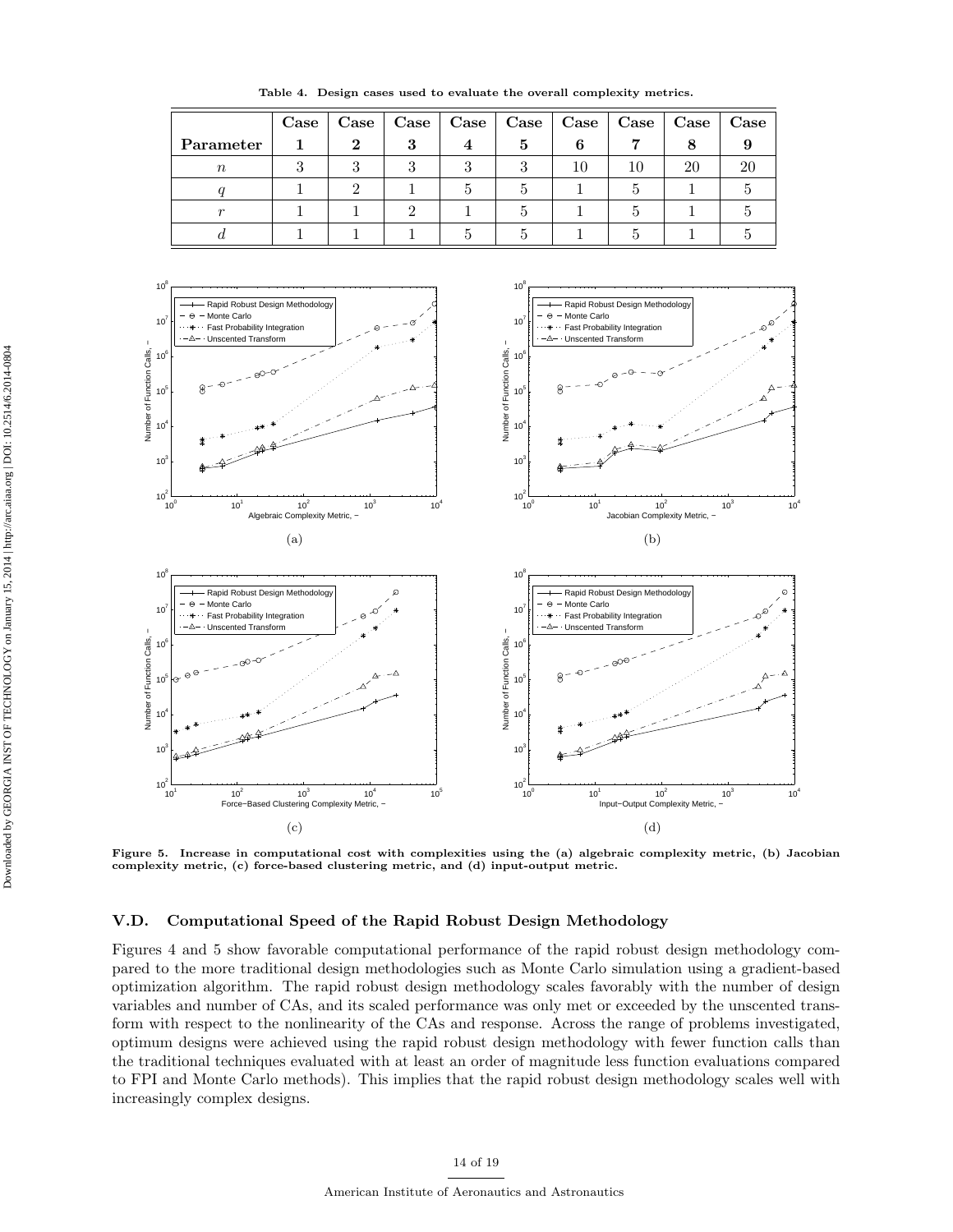**Table 4. Design cases used to evaluate the overall complexity metrics.**

| Parameter | Case 1 | Case 2 | Case 3 | Case 4 | Case 5 | Case 6 | Case 7 | Case 8 | Case 9 |
|---|---|---|---|---|---|---|---|---|---|
| $n$ | 3 | 3 | 3 | 3 | 3 | 10 | 10 | 20 | 20 |
| $q$ | 1 | 2 | 1 | 5 | 5 | 1 | 5 | 1 | 5 |
| $r$ | 1 | 1 | 2 | 1 | 5 | 1 | 5 | 1 | 5 |
| $d$ | 1 | 1 | 1 | 5 | 5 | 1 | 5 | 1 | 5 |

**Figure 5. Increase in computational cost with complexities using the (a) algebraic complexity metric, (b) Jacobian complexity metric, (c) force-based clustering metric, and (d) input-output metric.**

### V.D. Computational Speed of the Rapid Robust Design Methodology

Figures 4 and 5 show favorable computational performance of the rapid robust design methodology compared to the more traditional design methodologies such as Monte Carlo simulation using a gradient-based optimization algorithm. The rapid robust design methodology scales favorably with the number of design variables and number of CAs, and its scaled performance was only met or exceeded by the unscented transform with respect to the nonlinearity of the CAs and response. Across the range of problems investigated, optimum designs were achieved using the rapid robust design methodology with fewer function calls than the traditional techniques evaluated with at least an order of magnitude less function evaluations compared to FPI and Monte Carlo methods). This implies that the rapid robust design methodology scales well with increasingly complex designs.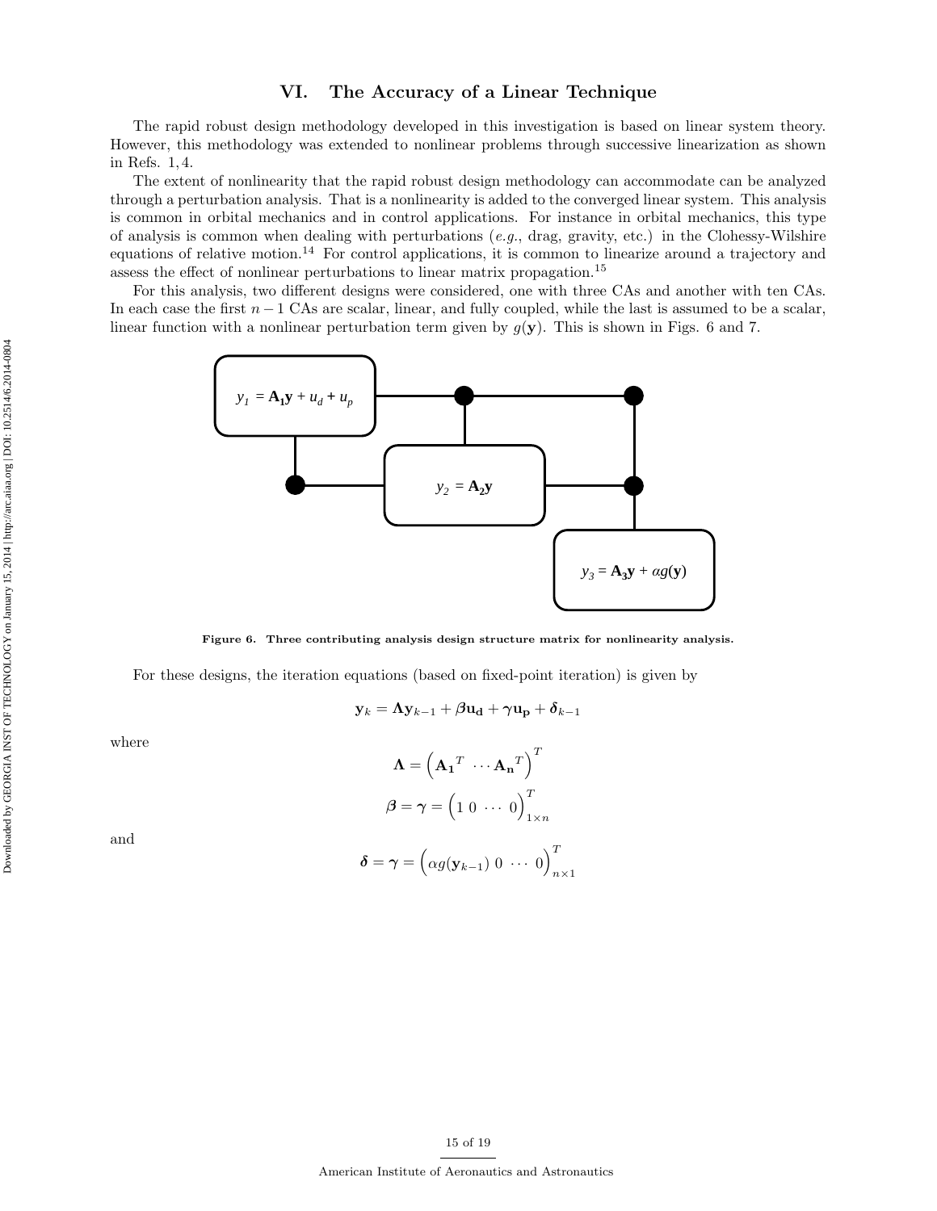# VI. The Accuracy of a Linear Technique

The rapid robust design methodology developed in this investigation is based on linear system theory. However, this methodology was extended to nonlinear problems through successive linearization as shown in Refs. 1, 4.

The extent of nonlinearity that the rapid robust design methodology can accommodate can be analyzed through a perturbation analysis. That is a nonlinearity is added to the converged linear system. This analysis is common in orbital mechanics and in control applications. For instance in orbital mechanics, this type of analysis is common when dealing with perturbations (*e.g.*, drag, gravity, etc.) in the Clohessy-Wilshire equations of relative motion.[14] For control applications, it is common to linearize around a trajectory and assess the effect of nonlinear perturbations to linear matrix propagation.[15]

For this analysis, two different designs were considered, one with three CAs and another with ten CAs. In each case the first $n-1$ CAs are scalar, linear, and fully coupled, while the last is assumed to be a scalar, linear function with a nonlinear perturbation term given by $g(\mathbf{y})$. This is shown in Figs. 6 and 7.

$y_1 = \mathbf{A_1}\mathbf{y} + u_d + u_p$

$y_2 = \mathbf{A_2}\mathbf{y}$

$y_3 = \mathbf{A_3}\mathbf{y} + \alpha g(\mathbf{y})$

**Figure 6. Three contributing analysis design structure matrix for nonlinearity analysis.**

For these designs, the iteration equations (based on fixed-point iteration) is given by

$$\mathbf{y}_k = \mathbf{\Lambda}\mathbf{y}_{k-1} + \boldsymbol{\beta}\mathbf{u_d} + \boldsymbol{\gamma}\mathbf{u_p} + \boldsymbol{\delta}_{k-1}$$

where

$$\mathbf{\Lambda} = \begin{pmatrix} \mathbf{A_1}^T & \cdots \mathbf{A_n}^T \end{pmatrix}^T$$

$$\boldsymbol{\beta} = \boldsymbol{\gamma} = \begin{pmatrix} 1 & 0 & \cdots & 0 \end{pmatrix}^T_{1\times n}$$

and

$$\boldsymbol{\delta} = \boldsymbol{\gamma} = \begin{pmatrix} \alpha g(\mathbf{y}_{k-1}) & 0 & \cdots & 0 \end{pmatrix}^T_{n\times 1}$$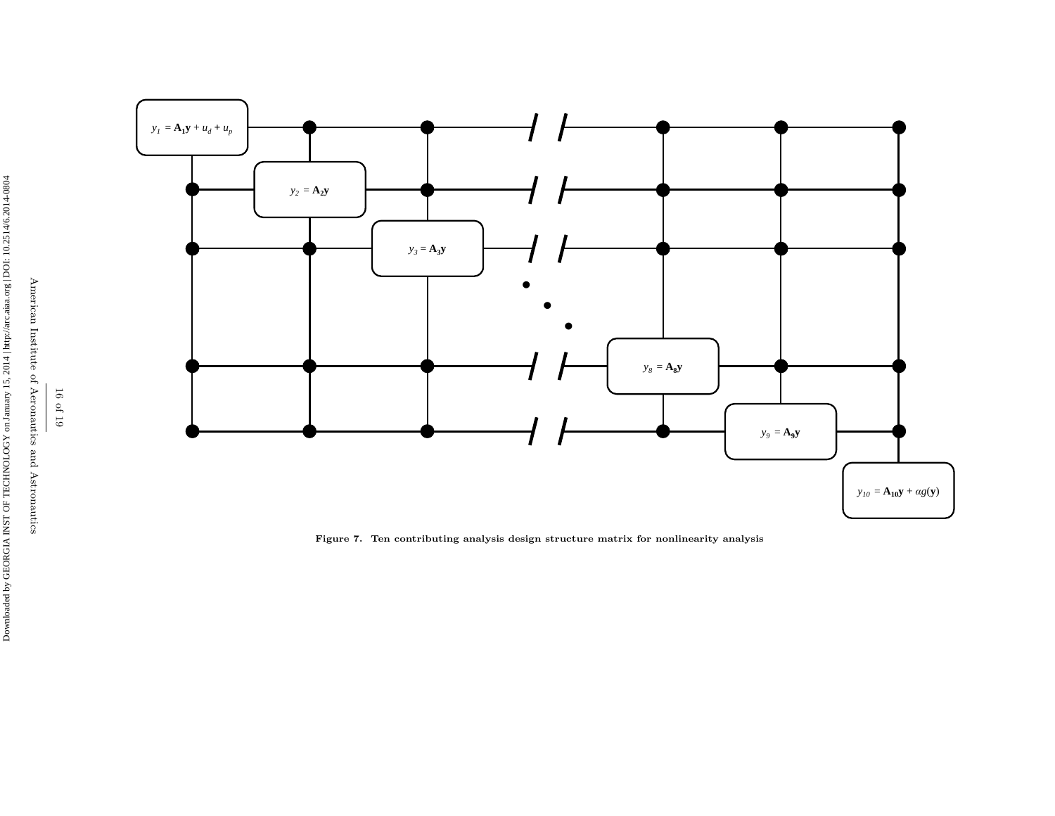$y_1 = \mathbf{A_1 y} + u_d + u_p$

$y_2 = \mathbf{A_2 y}$

$y_3 = \mathbf{A_3 y}$

$y_8 = \mathbf{A_8 y}$

$y_9 = \mathbf{A_9 y}$

$y_{10} = \mathbf{A_{10} y} + \alpha g(\mathbf{y})$

**Figure 7. Ten contributing analysis design structure matrix for nonlinearity analysis**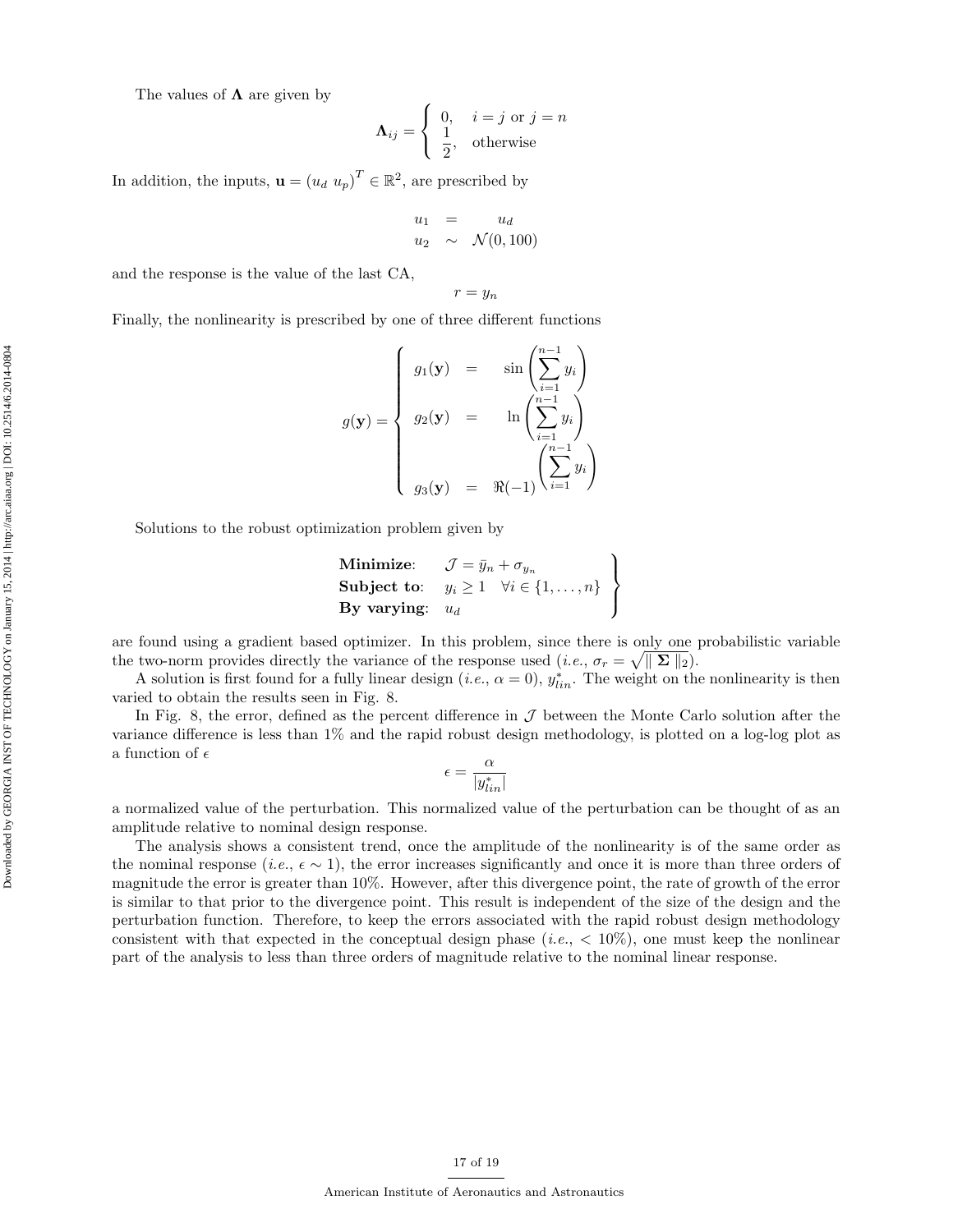The values of $\mathbf{\Lambda}$ are given by

$$
\mathbf{\Lambda}_{ij} = \begin{cases} 0, & i = j \text{ or } j = n \\ \dfrac{1}{2}, & \text{otherwise} \end{cases}
$$

In addition, the inputs, $\mathbf{u} = (u_d \ u_p)^T \in \mathbb{R}^2$, are prescribed by

$$
\begin{aligned}
u_1 &= u_d \\
u_2 &\sim \mathcal{N}(0, 100)
\end{aligned}
$$

and the response is the value of the last CA,

$$
r = y_n
$$

Finally, the nonlinearity is prescribed by one of three different functions

$$
g(\mathbf{y}) = \begin{cases} g_1(\mathbf{y}) &= \sin\left(\displaystyle\sum_{i=1}^{n-1} y_i\right) \\ g_2(\mathbf{y}) &= \ln\left(\displaystyle\sum_{i=1}^{n-1} y_i\right) \\ g_3(\mathbf{y}) &= \Re(-1)^{\left(\sum_{i=1}^{n-1} y_i\right)} \end{cases}
$$

Solutions to the robust optimization problem given by

$$
\left.\begin{array}{ll}
\textbf{Minimize}: & \mathcal{J} = \bar{y}_n + \sigma_{y_n} \\
\textbf{Subject to}: & y_i \geq 1 \quad \forall i \in \{1, \ldots, n\} \\
\textbf{By varying}: & u_d
\end{array}\right\}
$$

are found using a gradient based optimizer. In this problem, since there is only one probabilistic variable the two-norm provides directly the variance of the response used (*i.e.*, $\sigma_r = \sqrt{\| \mathbf{\Sigma} \|_2}$).

A solution is first found for a fully linear design (*i.e.*, $\alpha = 0$), $y^*_{lin}$. The weight on the nonlinearity is then varied to obtain the results seen in Fig. 8.

In Fig. 8, the error, defined as the percent difference in $\mathcal{J}$ between the Monte Carlo solution after the variance difference is less than 1% and the rapid robust design methodology, is plotted on a log-log plot as a function of $\epsilon$

$$
\epsilon = \frac{\alpha}{|y^*_{lin}|}
$$

a normalized value of the perturbation. This normalized value of the perturbation can be thought of as an amplitude relative to nominal design response.

The analysis shows a consistent trend, once the amplitude of the nonlinearity is of the same order as the nominal response (*i.e.*, $\epsilon \sim 1$), the error increases significantly and once it is more than three orders of magnitude the error is greater than 10%. However, after this divergence point, the rate of growth of the error is similar to that prior to the divergence point. This result is independent of the size of the design and the perturbation function. Therefore, to keep the errors associated with the rapid robust design methodology consistent with that expected in the conceptual design phase (*i.e.*, $< 10\%$), one must keep the nonlinear part of the analysis to less than three orders of magnitude relative to the nominal linear response.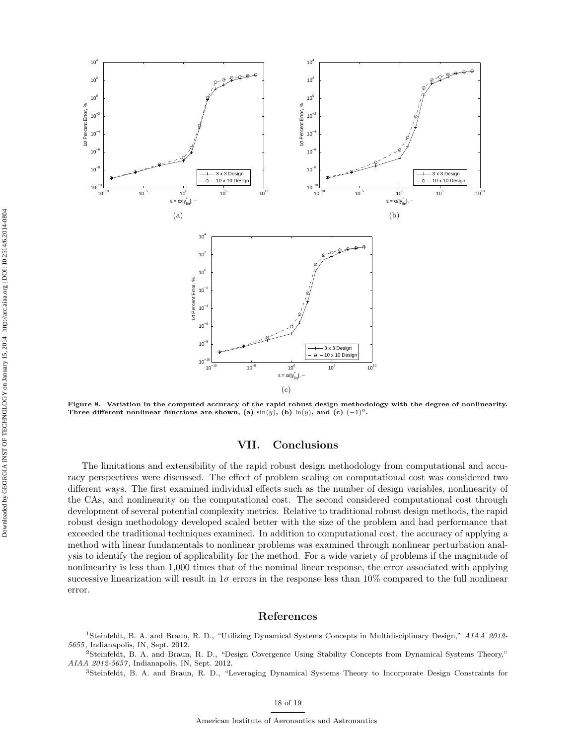**Figure 8. Variation in the computed accuracy of the rapid robust design methodology with the degree of nonlinearity. Three different nonlinear functions are shown, (a) $\sin(y)$, (b) $\ln(y)$, and (c) $(-1)^y$.**

# VII. Conclusions

The limitations and extensibility of the rapid robust design methodology from computational and accuracy perspectives were discussed. The effect of problem scaling on computational cost was considered two different ways. The first examined individual effects such as the number of design variables, nonlinearity of the CAs, and nonlinearity on the computational cost. The second considered computational cost through development of several potential complexity metrics. Relative to traditional robust design methods, the rapid robust design methodology developed scaled better with the size of the problem and had performance that exceeded the traditional techniques examined. In addition to computational cost, the accuracy of applying a method with linear fundamentals to nonlinear problems was examined through nonlinear perturbation analysis to identify the region of applicability for the method. For a wide variety of problems if the magnitude of nonlinearity is less than 1,000 times that of the nominal linear response, the error associated with applying successive linearization will result in $1\sigma$ errors in the response less than 10% compared to the full nonlinear error.

# References

[1] Steinfeldt, B. A. and Braun, R. D., "Utilizing Dynamical Systems Concepts in Multidisciplinary Design," *AIAA 2012-5655*, Indianapolis, IN, Sept. 2012.

[2] Steinfeldt, B. A. and Braun, R. D., "Design Covergence Using Stability Concepts from Dynamical Systems Theory," *AIAA 2012-5657*, Indianapolis, IN, Sept. 2012.

[3] Steinfeldt, B. A. and Braun, R. D., "Leveraging Dynamical Systems Theory to Incorporate Design Constraints for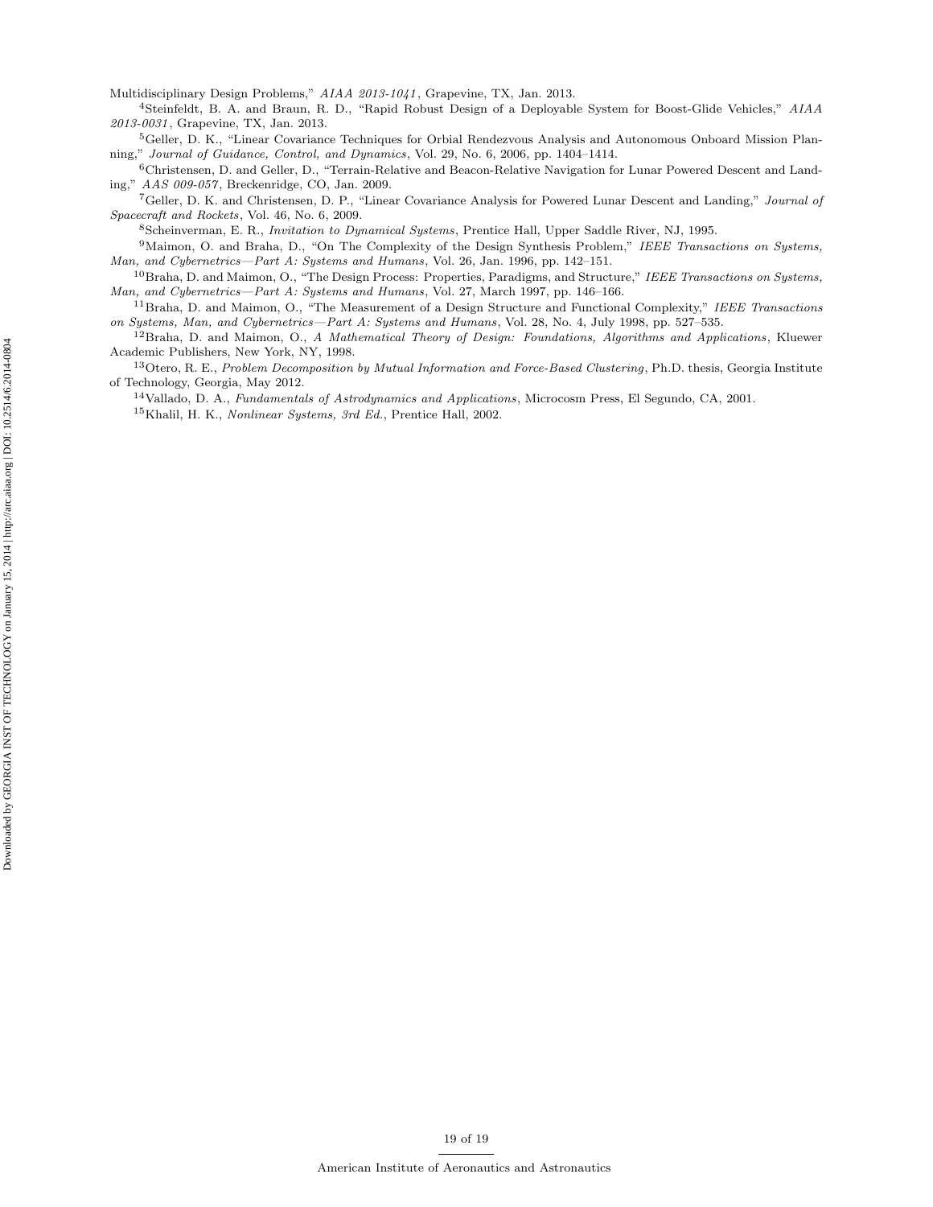Multidisciplinary Design Problems," *AIAA 2013-1041*, Grapevine, TX, Jan. 2013.

[4]Steinfeldt, B. A. and Braun, R. D., "Rapid Robust Design of a Deployable System for Boost-Glide Vehicles," *AIAA 2013-0031*, Grapevine, TX, Jan. 2013.

[5]Geller, D. K., "Linear Covariance Techniques for Orbial Rendezvous Analysis and Autonomous Onboard Mission Planning," *Journal of Guidance, Control, and Dynamics*, Vol. 29, No. 6, 2006, pp. 1404–1414.

[6]Christensen, D. and Geller, D., "Terrain-Relative and Beacon-Relative Navigation for Lunar Powered Descent and Landing," *AAS 009-057*, Breckenridge, CO, Jan. 2009.

[7]Geller, D. K. and Christensen, D. P., "Linear Covariance Analysis for Powered Lunar Descent and Landing," *Journal of Spacecraft and Rockets*, Vol. 46, No. 6, 2009.

[8]Scheinverman, E. R., *Invitation to Dynamical Systems*, Prentice Hall, Upper Saddle River, NJ, 1995.

[9]Maimon, O. and Braha, D., "On The Complexity of the Design Synthesis Problem," *IEEE Transactions on Systems, Man, and Cybernetics—Part A: Systems and Humans*, Vol. 26, Jan. 1996, pp. 142–151.

[10]Braha, D. and Maimon, O., "The Design Process: Properties, Paradigms, and Structure," *IEEE Transactions on Systems, Man, and Cybernetics—Part A: Systems and Humans*, Vol. 27, March 1997, pp. 146–166.

[11]Braha, D. and Maimon, O., "The Measurement of a Design Structure and Functional Complexity," *IEEE Transactions on Systems, Man, and Cybernetics—Part A: Systems and Humans*, Vol. 28, No. 4, July 1998, pp. 527–535.

[12]Braha, D. and Maimon, O., *A Mathematical Theory of Design: Foundations, Algorithms and Applications*, Kluewer Academic Publishers, New York, NY, 1998.

[13]Otero, R. E., *Problem Decomposition by Mutual Information and Force-Based Clustering*, Ph.D. thesis, Georgia Institute of Technology, Georgia, May 2012.

[14]Vallado, D. A., *Fundamentals of Astrodynamics and Applications*, Microcosm Press, El Segundo, CA, 2001.

[15]Khalil, H. K., *Nonlinear Systems, 3rd Ed.*, Prentice Hall, 2002.